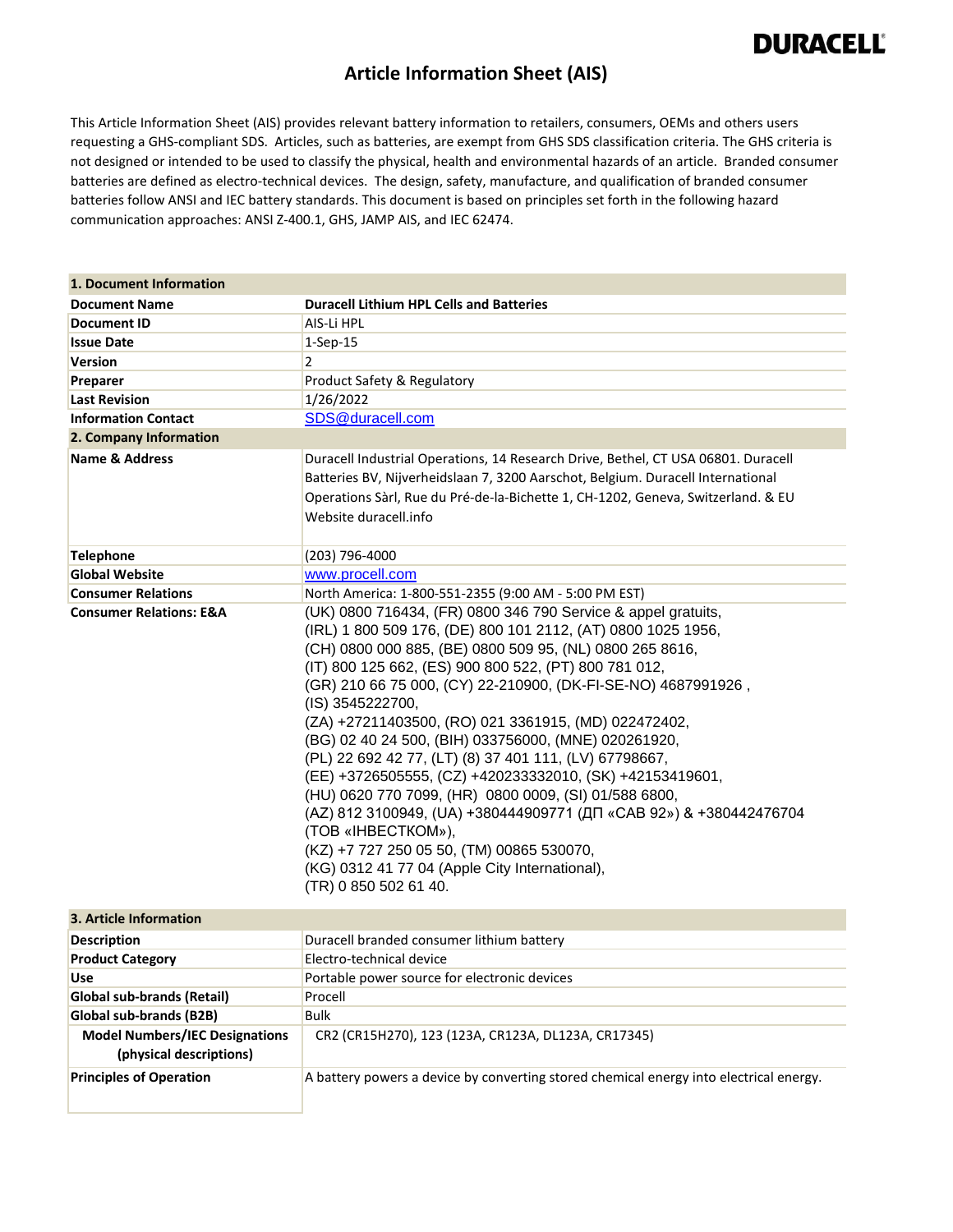DURACELL

# Article Information Sheet (AIS)

This Article Information Sheet (AIS) provides relevant battery information to retailers, consumers, OEMs and others users requesting a GHS-compliant SDS. Articles, such as batteries, are exempt from GHS SDS classification criteria. The GHS criteria is not designed or intended to be used to classify the physical, health and environmental hazards of an article. Branded consumer batteries are defined as electro-technical devices. The design, safety, manufacture, and qualification of branded consumer batteries follow ANSI and IEC battery standards. This document is based on principles set forth in the following hazard communication approaches: ANSI Z-400.1, GHS, JAMP AIS, and IEC 62474.

| **1. Document Information** | |
|---|---|
| **Document Name** | **Duracell Lithium HPL Cells and Batteries** |
| **Document ID** | AIS-Li HPL |
| **Issue Date** | 1-Sep-15 |
| **Version** | 2 |
| **Preparer** | Product Safety & Regulatory |
| **Last Revision** | 1/26/2022 |
| **Information Contact** | SDS@duracell.com |
| **2. Company Information** | |
| **Name & Address** | Duracell Industrial Operations, 14 Research Drive, Bethel, CT USA 06801. Duracell Batteries BV, Nijverheidslaan 7, 3200 Aarschot, Belgium. Duracell International Operations Sàrl, Rue du Pré-de-la-Bichette 1, CH-1202, Geneva, Switzerland. & EU Website duracell.info |
| **Telephone** | (203) 796-4000 |
| **Global Website** | www.procell.com |
| **Consumer Relations** | North America: 1-800-551-2355 (9:00 AM - 5:00 PM EST) |
| **Consumer Relations: E&A** | (UK) 0800 716434, (FR) 0800 346 790 Service & appel gratuits, (IRL) 1 800 509 176, (DE) 800 101 2112, (AT) 0800 1025 1956, (CH) 0800 000 885, (BE) 0800 509 95, (NL) 0800 265 8616, (IT) 800 125 662, (ES) 900 800 522, (PT) 800 781 012, (GR) 210 66 75 000, (CY) 22-210900, (DK-FI-SE-NO) 4687991926 , (IS) 3545222700, (ZA) +27211403500, (RO) 021 3361915, (MD) 022472402, (BG) 02 40 24 500, (BIH) 033756000, (MNE) 020261920, (PL) 22 692 42 77, (LT) (8) 37 401 111, (LV) 67798667, (EE) +3726505555, (CZ) +420233332010, (SK) +42153419601, (HU) 0620 770 7099, (HR) 0800 0009, (SI) 01/588 6800, (AZ) 812 3100949, (UA) +380444909771 (ДП «САВ 92») & +380442476704 (ТОВ «ІНВЕСТКОМ»), (KZ) +7 727 250 05 50, (TM) 00865 530070, (KG) 0312 41 77 04 (Apple City International), (TR) 0 850 502 61 40. |

| **3. Article Information** | |
|---|---|
| **Description** | Duracell branded consumer lithium battery |
| **Product Category** | Electro-technical device |
| **Use** | Portable power source for electronic devices |
| **Global sub-brands (Retail)** | Procell |
| **Global sub-brands (B2B)** | Bulk |
| **Model Numbers/IEC Designations (physical descriptions)** | CR2 (CR15H270), 123 (123A, CR123A, DL123A, CR17345) |
| **Principles of Operation** | A battery powers a device by converting stored chemical energy into electrical energy. |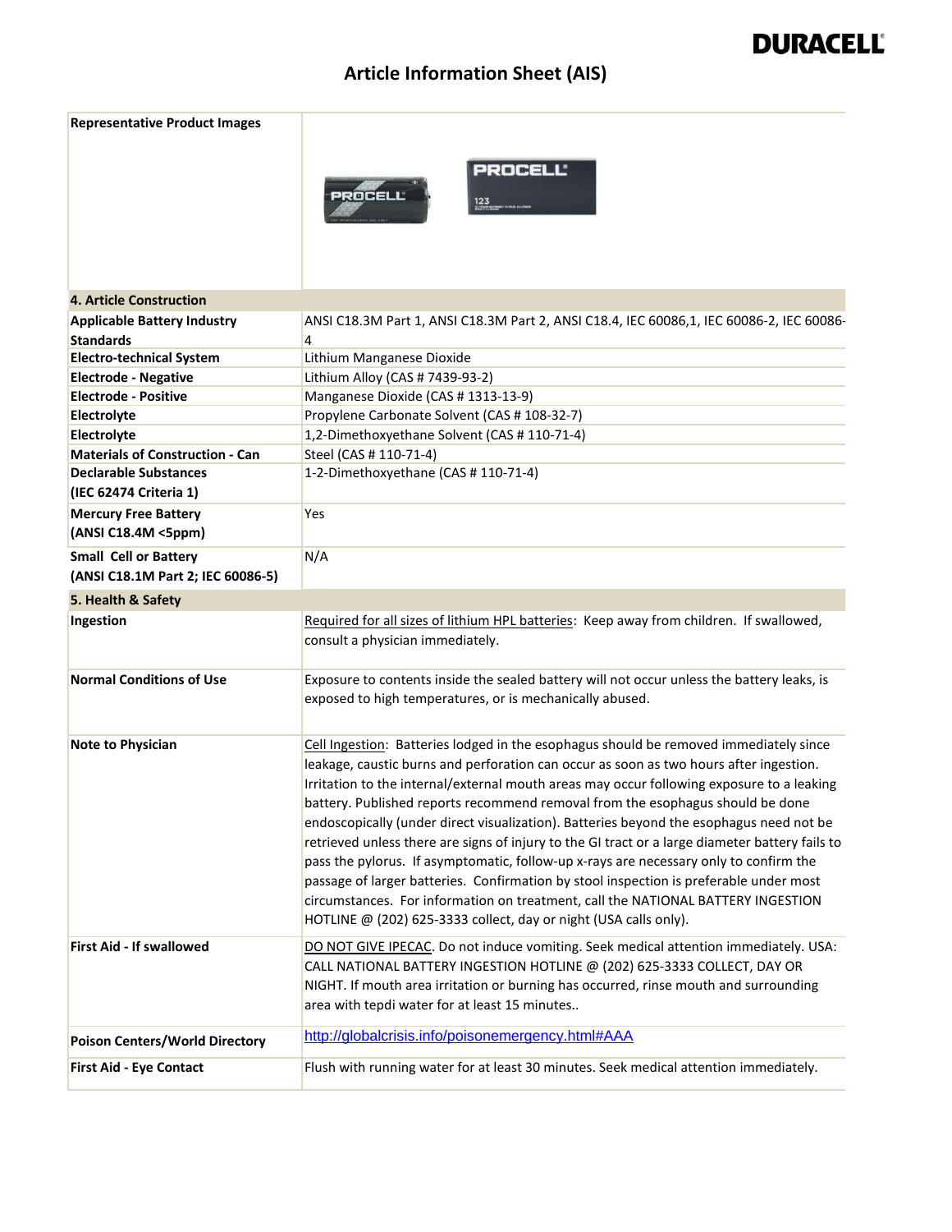**Article Information Sheet (AIS)**

| Representative Product Images | |
|---|---|
| **4. Article Construction** | |
| **Applicable Battery Industry Standards** | ANSI C18.3M Part 1, ANSI C18.3M Part 2, ANSI C18.4, IEC 60086,1, IEC 60086-2, IEC 60086-4 |
| **Electro-technical System** | Lithium Manganese Dioxide |
| **Electrode - Negative** | Lithium Alloy (CAS # 7439-93-2) |
| **Electrode - Positive** | Manganese Dioxide (CAS # 1313-13-9) |
| **Electrolyte** | Propylene Carbonate Solvent (CAS # 108-32-7) |
| **Electrolyte** | 1,2-Dimethoxyethane Solvent (CAS # 110-71-4) |
| **Materials of Construction - Can** | Steel (CAS # 110-71-4) |
| **Declarable Substances (IEC 62474 Criteria 1)** | 1-2-Dimethoxyethane (CAS # 110-71-4) |
| **Mercury Free Battery (ANSI C18.4M <5ppm)** | Yes |
| **Small Cell or Battery (ANSI C18.1M Part 2; IEC 60086-5)** | N/A |
| **5. Health & Safety** | |
| **Ingestion** | Required for all sizes of lithium HPL batteries: Keep away from children. If swallowed, consult a physician immediately. |
| **Normal Conditions of Use** | Exposure to contents inside the sealed battery will not occur unless the battery leaks, is exposed to high temperatures, or is mechanically abused. |
| **Note to Physician** | Cell Ingestion: Batteries lodged in the esophagus should be removed immediately since leakage, caustic burns and perforation can occur as soon as two hours after ingestion. Irritation to the internal/external mouth areas may occur following exposure to a leaking battery. Published reports recommend removal from the esophagus should be done endoscopically (under direct visualization). Batteries beyond the esophagus need not be retrieved unless there are signs of injury to the GI tract or a large diameter battery fails to pass the pylorus. If asymptomatic, follow-up x-rays are necessary only to confirm the passage of larger batteries. Confirmation by stool inspection is preferable under most circumstances. For information on treatment, call the NATIONAL BATTERY INGESTION HOTLINE @ (202) 625-3333 collect, day or night (USA calls only). |
| **First Aid - If swallowed** | DO NOT GIVE IPECAC. Do not induce vomiting. Seek medical attention immediately. USA: CALL NATIONAL BATTERY INGESTION HOTLINE @ (202) 625-3333 COLLECT, DAY OR NIGHT. If mouth area irritation or burning has occurred, rinse mouth and surrounding area with tepdi water for at least 15 minutes.. |
| **Poison Centers/World Directory** | http://globalcrisis.info/poisonemergency.html#AAA |
| **First Aid - Eye Contact** | Flush with running water for at least 30 minutes. Seek medical attention immediately. |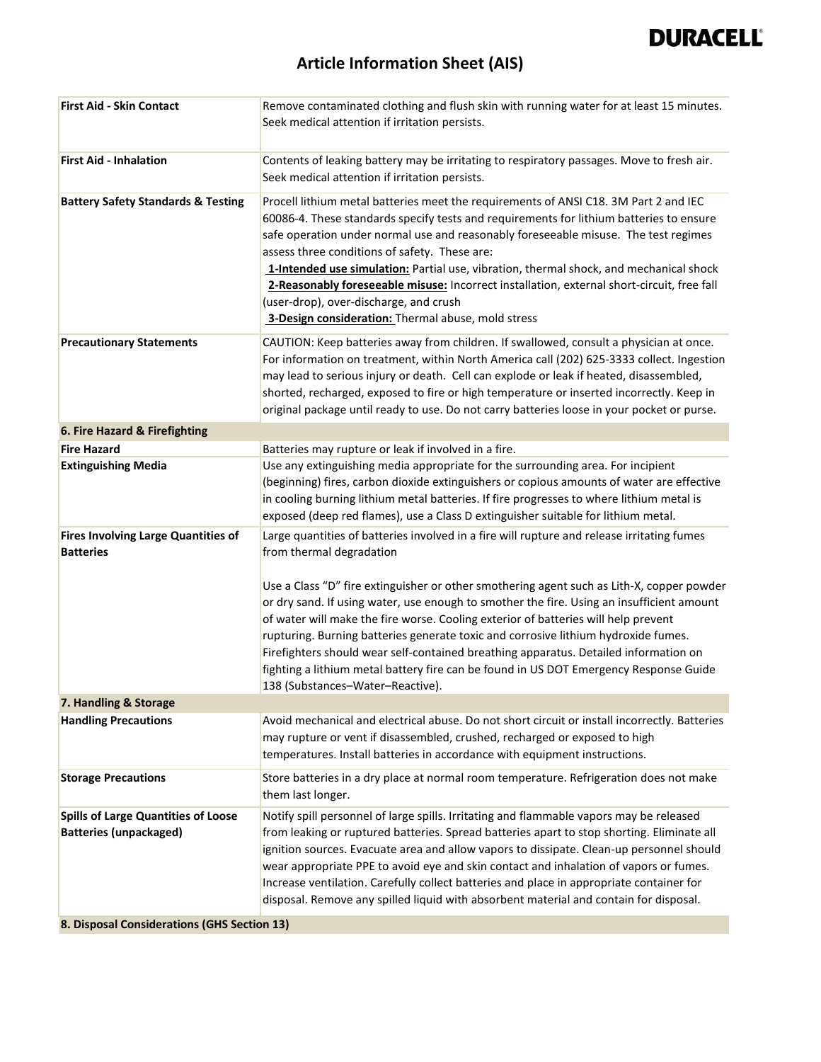# Article Information Sheet (AIS)

| | |
|---|---|
| **First Aid - Skin Contact** | Remove contaminated clothing and flush skin with running water for at least 15 minutes. Seek medical attention if irritation persists. |
| **First Aid - Inhalation** | Contents of leaking battery may be irritating to respiratory passages. Move to fresh air. Seek medical attention if irritation persists. |
| **Battery Safety Standards & Testing** | Procell lithium metal batteries meet the requirements of ANSI C18. 3M Part 2 and IEC 60086-4. These standards specify tests and requirements for lithium batteries to ensure safe operation under normal use and reasonably foreseeable misuse. The test regimes assess three conditions of safety. These are: <br> **1-Intended use simulation:** Partial use, vibration, thermal shock, and mechanical shock <br> **2-Reasonably foreseeable misuse:** Incorrect installation, external short-circuit, free fall (user-drop), over-discharge, and crush <br> **3-Design consideration:** Thermal abuse, mold stress |
| **Precautionary Statements** | CAUTION: Keep batteries away from children. If swallowed, consult a physician at once. For information on treatment, within North America call (202) 625-3333 collect. Ingestion may lead to serious injury or death. Cell can explode or leak if heated, disassembled, shorted, recharged, exposed to fire or high temperature or inserted incorrectly. Keep in original package until ready to use. Do not carry batteries loose in your pocket or purse. |
| **6. Fire Hazard & Firefighting** | |
| **Fire Hazard** | Batteries may rupture or leak if involved in a fire. |
| **Extinguishing Media** | Use any extinguishing media appropriate for the surrounding area. For incipient (beginning) fires, carbon dioxide extinguishers or copious amounts of water are effective in cooling burning lithium metal batteries. If fire progresses to where lithium metal is exposed (deep red flames), use a Class D extinguisher suitable for lithium metal. |
| **Fires Involving Large Quantities of Batteries** | Large quantities of batteries involved in a fire will rupture and release irritating fumes from thermal degradation <br><br> Use a Class "D" fire extinguisher or other smothering agent such as Lith-X, copper powder or dry sand. If using water, use enough to smother the fire. Using an insufficient amount of water will make the fire worse. Cooling exterior of batteries will help prevent rupturing. Burning batteries generate toxic and corrosive lithium hydroxide fumes. Firefighters should wear self-contained breathing apparatus. Detailed information on fighting a lithium metal battery fire can be found in US DOT Emergency Response Guide 138 (Substances–Water–Reactive). |
| **7. Handling & Storage** | |
| **Handling Precautions** | Avoid mechanical and electrical abuse. Do not short circuit or install incorrectly. Batteries may rupture or vent if disassembled, crushed, recharged or exposed to high temperatures. Install batteries in accordance with equipment instructions. |
| **Storage Precautions** | Store batteries in a dry place at normal room temperature. Refrigeration does not make them last longer. |
| **Spills of Large Quantities of Loose Batteries (unpackaged)** | Notify spill personnel of large spills. Irritating and flammable vapors may be released from leaking or ruptured batteries. Spread batteries apart to stop shorting. Eliminate all ignition sources. Evacuate area and allow vapors to dissipate. Clean-up personnel should wear appropriate PPE to avoid eye and skin contact and inhalation of vapors or fumes. Increase ventilation. Carefully collect batteries and place in appropriate container for disposal. Remove any spilled liquid with absorbent material and contain for disposal. |
| **8. Disposal Considerations (GHS Section 13)** | |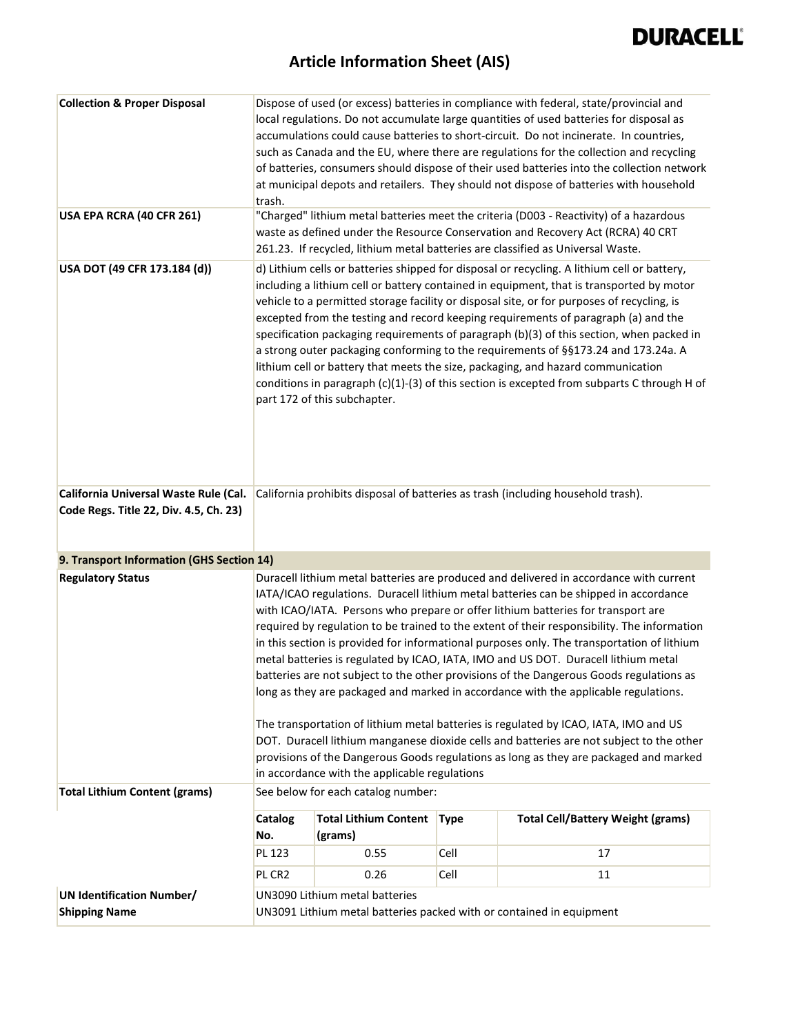# Article Information Sheet (AIS)

| | |
|---|---|
| **Collection & Proper Disposal** | Dispose of used (or excess) batteries in compliance with federal, state/provincial and local regulations. Do not accumulate large quantities of used batteries for disposal as accumulations could cause batteries to short-circuit. Do not incinerate. In countries, such as Canada and the EU, where there are regulations for the collection and recycling of batteries, consumers should dispose of their used batteries into the collection network at municipal depots and retailers. They should not dispose of batteries with household trash. |
| **USA EPA RCRA (40 CFR 261)** | "Charged" lithium metal batteries meet the criteria (D003 - Reactivity) of a hazardous waste as defined under the Resource Conservation and Recovery Act (RCRA) 40 CRT 261.23. If recycled, lithium metal batteries are classified as Universal Waste. |
| **USA DOT (49 CFR 173.184 (d))** | d) Lithium cells or batteries shipped for disposal or recycling. A lithium cell or battery, including a lithium cell or battery contained in equipment, that is transported by motor vehicle to a permitted storage facility or disposal site, or for purposes of recycling, is excepted from the testing and record keeping requirements of paragraph (a) and the specification packaging requirements of paragraph (b)(3) of this section, when packed in a strong outer packaging conforming to the requirements of §§173.24 and 173.24a. A lithium cell or battery that meets the size, packaging, and hazard communication conditions in paragraph (c)(1)-(3) of this section is excepted from subparts C through H of part 172 of this subchapter. |
| **California Universal Waste Rule (Cal. Code Regs. Title 22, Div. 4.5, Ch. 23)** | California prohibits disposal of batteries as trash (including household trash). |

## 9. Transport Information (GHS Section 14)

| | |
|---|---|
| **Regulatory Status** | Duracell lithium metal batteries are produced and delivered in accordance with current IATA/ICAO regulations. Duracell lithium metal batteries can be shipped in accordance with ICAO/IATA. Persons who prepare or offer lithium batteries for transport are required by regulation to be trained to the extent of their responsibility. The information in this section is provided for informational purposes only. The transportation of lithium metal batteries is regulated by ICAO, IATA, IMO and US DOT. Duracell lithium metal batteries are not subject to the other provisions of the Dangerous Goods regulations as long as they are packaged and marked in accordance with the applicable regulations.<br><br>The transportation of lithium metal batteries is regulated by ICAO, IATA, IMO and US DOT. Duracell lithium manganese dioxide cells and batteries are not subject to the other provisions of the Dangerous Goods regulations as long as they are packaged and marked in accordance with the applicable regulations |
| **Total Lithium Content (grams)** | See below for each catalog number: |

| Catalog No. | Total Lithium Content (grams) | Type | Total Cell/Battery Weight (grams) |
|---|---|---|---|
| PL 123 | 0.55 | Cell | 17 |
| PL CR2 | 0.26 | Cell | 11 |

| | |
|---|---|
| **UN Identification Number/ Shipping Name** | UN3090 Lithium metal batteries<br>UN3091 Lithium metal batteries packed with or contained in equipment |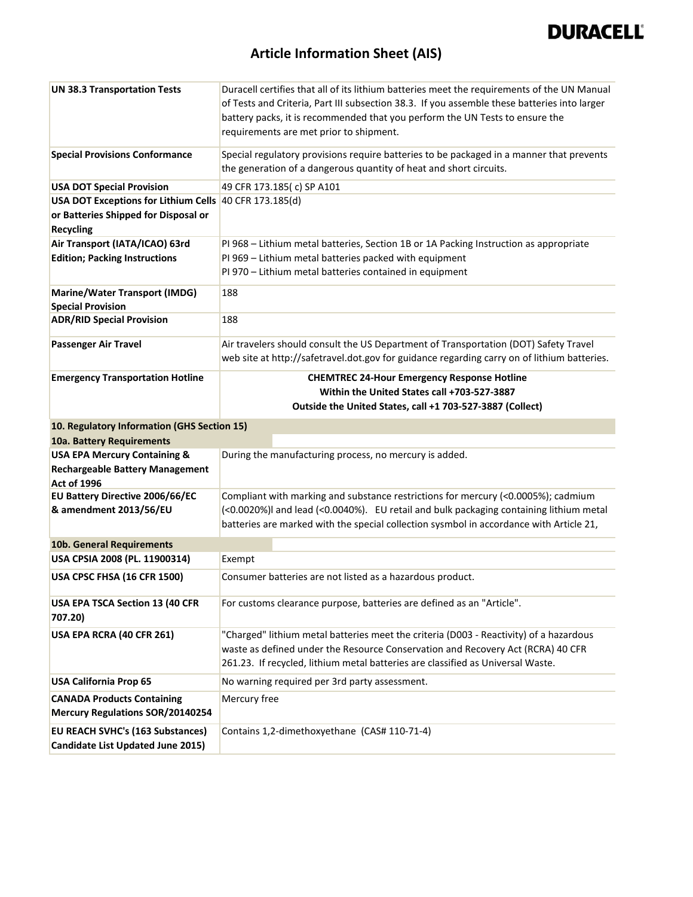# Article Information Sheet (AIS)

| | |
|---|---|
| **UN 38.3 Transportation Tests** | Duracell certifies that all of its lithium batteries meet the requirements of the UN Manual of Tests and Criteria, Part III subsection 38.3. If you assemble these batteries into larger battery packs, it is recommended that you perform the UN Tests to ensure the requirements are met prior to shipment. |
| **Special Provisions Conformance** | Special regulatory provisions require batteries to be packaged in a manner that prevents the generation of a dangerous quantity of heat and short circuits. |
| **USA DOT Special Provision** | 49 CFR 173.185( c) SP A101 |
| **USA DOT Exceptions for Lithium Cells or Batteries Shipped for Disposal or Recycling** | 40 CFR 173.185(d) |
| **Air Transport (IATA/ICAO) 63rd Edition; Packing Instructions** | PI 968 – Lithium metal batteries, Section 1B or 1A Packing Instruction as appropriate<br>PI 969 – Lithium metal batteries packed with equipment<br>PI 970 – Lithium metal batteries contained in equipment |
| **Marine/Water Transport (IMDG) Special Provision** | 188 |
| **ADR/RID Special Provision** | 188 |
| **Passenger Air Travel** | Air travelers should consult the US Department of Transportation (DOT) Safety Travel web site at http://safetravel.dot.gov for guidance regarding carry on of lithium batteries. |
| **Emergency Transportation Hotline** | **CHEMTREC 24-Hour Emergency Response Hotline**<br>**Within the United States call +703-527-3887**<br>**Outside the United States, call +1 703-527-3887 (Collect)** |
| **10. Regulatory Information (GHS Section 15)** | |
| **10a. Battery Requirements** | |
| **USA EPA Mercury Containing & Rechargeable Battery Management Act of 1996** | During the manufacturing process, no mercury is added. |
| **EU Battery Directive 2006/66/EC & amendment 2013/56/EU** | Compliant with marking and substance restrictions for mercury (<0.0005%); cadmium (<0.0020%)l and lead (<0.0040%). EU retail and bulk packaging containing lithium metal batteries are marked with the special collection sysmbol in accordance with Article 21, |
| **10b. General Requirements** | |
| **USA CPSIA 2008 (PL. 11900314)** | Exempt |
| **USA CPSC FHSA (16 CFR 1500)** | Consumer batteries are not listed as a hazardous product. |
| **USA EPA TSCA Section 13 (40 CFR 707.20)** | For customs clearance purpose, batteries are defined as an "Article". |
| **USA EPA RCRA (40 CFR 261)** | "Charged" lithium metal batteries meet the criteria (D003 - Reactivity) of a hazardous waste as defined under the Resource Conservation and Recovery Act (RCRA) 40 CFR 261.23. If recycled, lithium metal batteries are classified as Universal Waste. |
| **USA California Prop 65** | No warning required per 3rd party assessment. |
| **CANADA Products Containing Mercury Regulations SOR/20140254** | Mercury free |
| **EU REACH SVHC's (163 Substances) Candidate List Updated June 2015)** | Contains 1,2-dimethoxyethane (CAS# 110-71-4) |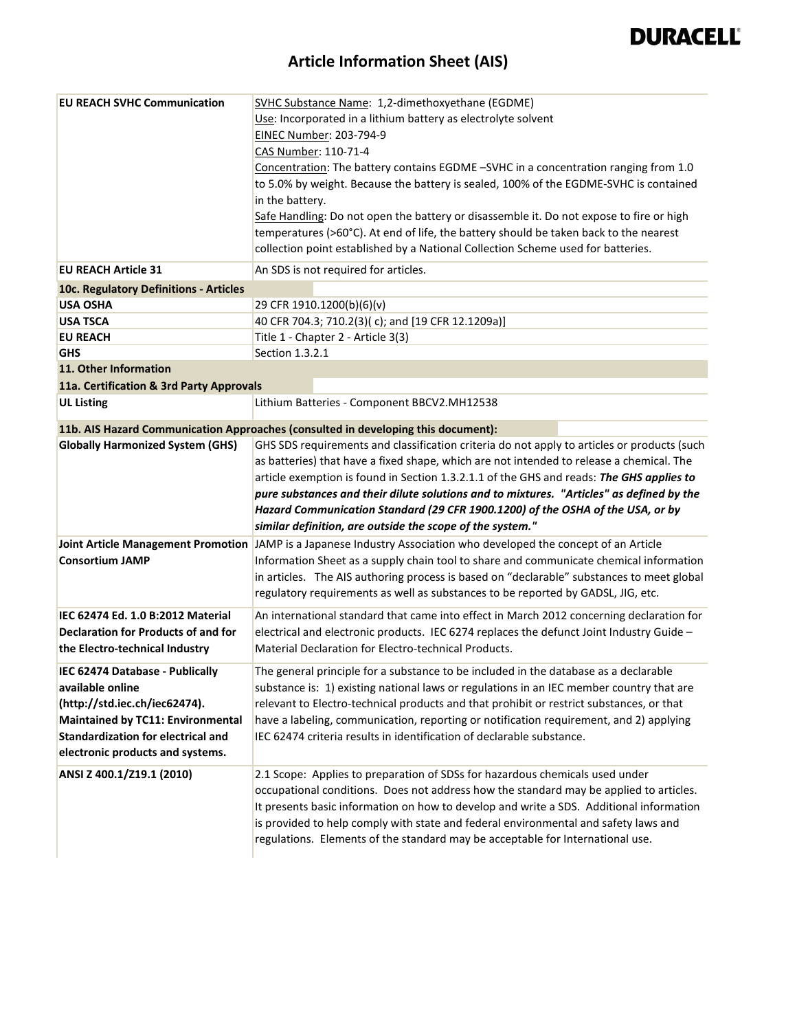**DURACELL**

# Article Information Sheet (AIS)

| | |
|---|---|
| **EU REACH SVHC Communication** | SVHC Substance Name: 1,2-dimethoxyethane (EGDME)<br>Use: Incorporated in a lithium battery as electrolyte solvent<br>EINEC Number: 203-794-9<br>CAS Number: 110-71-4<br>Concentration: The battery contains EGDME –SVHC in a concentration ranging from 1.0 to 5.0% by weight. Because the battery is sealed, 100% of the EGDME-SVHC is contained in the battery.<br>Safe Handling: Do not open the battery or disassemble it. Do not expose to fire or high temperatures (>60°C). At end of life, the battery should be taken back to the nearest collection point established by a National Collection Scheme used for batteries. |
| **EU REACH Article 31** | An SDS is not required for articles. |
| **10c. Regulatory Definitions - Articles** | |
| **USA OSHA** | 29 CFR 1910.1200(b)(6)(v) |
| **USA TSCA** | 40 CFR 704.3; 710.2(3)( c); and [19 CFR 12.1209a)] |
| **EU REACH** | Title 1 - Chapter 2 - Article 3(3) |
| **GHS** | Section 1.3.2.1 |
| **11. Other Information** | |
| **11a. Certification & 3rd Party Approvals** | |
| **UL Listing** | Lithium Batteries - Component BBCV2.MH12538 |
| **11b. AIS Hazard Communication Approaches (consulted in developing this document):** | |
| **Globally Harmonized System (GHS)** | GHS SDS requirements and classification criteria do not apply to articles or products (such as batteries) that have a fixed shape, which are not intended to release a chemical. The article exemption is found in Section 1.3.2.1.1 of the GHS and reads: ***The GHS applies to pure substances and their dilute solutions and to mixtures. "Articles" as defined by the Hazard Communication Standard (29 CFR 1900.1200) of the OSHA of the USA, or by similar definition, are outside the scope of the system."*** |
| **Joint Article Management Promotion Consortium JAMP** | JAMP is a Japanese Industry Association who developed the concept of an Article Information Sheet as a supply chain tool to share and communicate chemical information in articles. The AIS authoring process is based on "declarable" substances to meet global regulatory requirements as well as substances to be reported by GADSL, JIG, etc. |
| **IEC 62474 Ed. 1.0 B:2012 Material Declaration for Products of and for the Electro-technical Industry** | An international standard that came into effect in March 2012 concerning declaration for electrical and electronic products. IEC 6274 replaces the defunct Joint Industry Guide – Material Declaration for Electro-technical Products. |
| **IEC 62474 Database - Publically available online (http://std.iec.ch/iec62474). Maintained by TC11: Environmental Standardization for electrical and electronic products and systems.** | The general principle for a substance to be included in the database as a declarable substance is: 1) existing national laws or regulations in an IEC member country that are relevant to Electro-technical products and that prohibit or restrict substances, or that have a labeling, communication, reporting or notification requirement, and 2) applying IEC 62474 criteria results in identification of declarable substance. |
| **ANSI Z 400.1/Z19.1 (2010)** | 2.1 Scope: Applies to preparation of SDSs for hazardous chemicals used under occupational conditions. Does not address how the standard may be applied to articles. It presents basic information on how to develop and write a SDS. Additional information is provided to help comply with state and federal environmental and safety laws and regulations. Elements of the standard may be acceptable for International use. |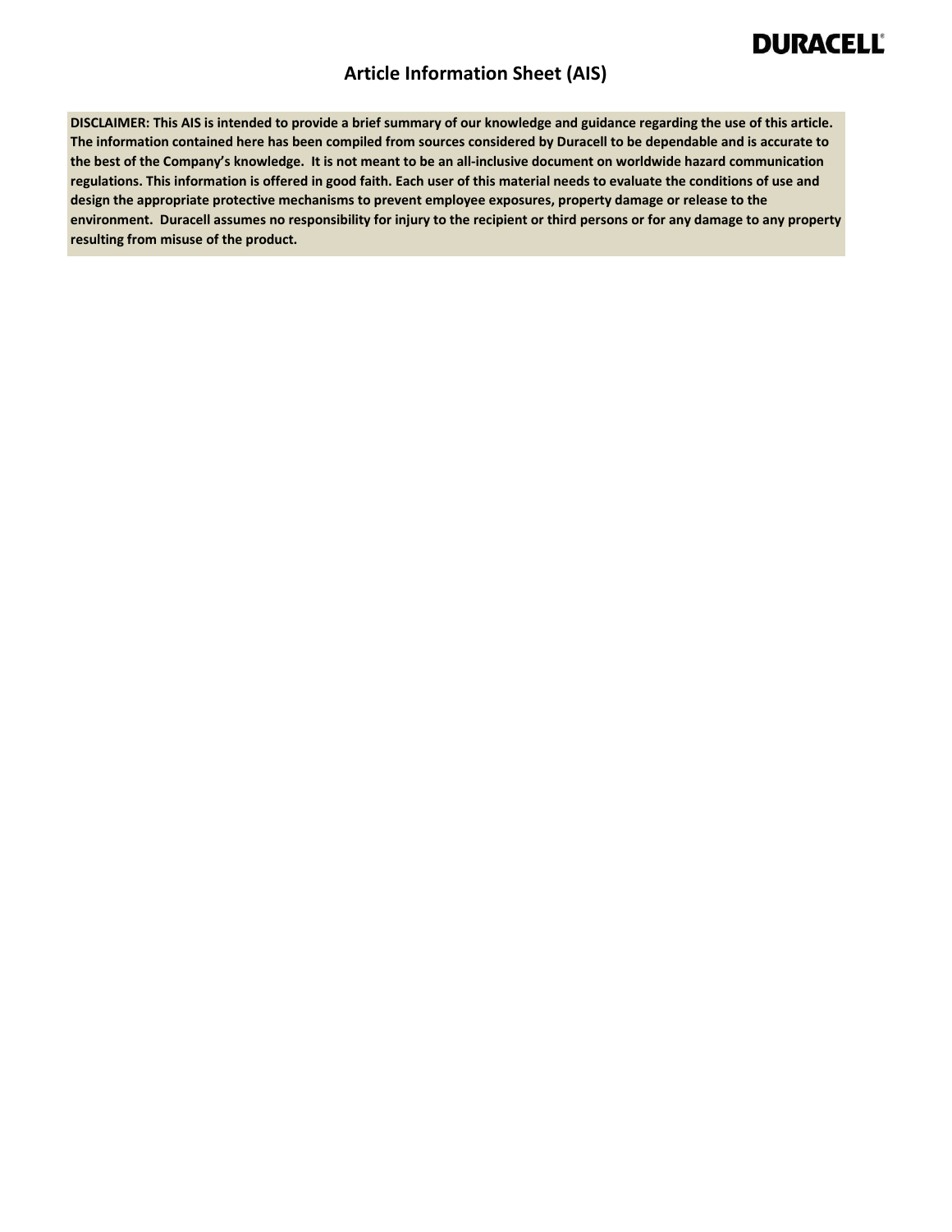# Article Information Sheet (AIS)

**DISCLAIMER: This AIS is intended to provide a brief summary of our knowledge and guidance regarding the use of this article. The information contained here has been compiled from sources considered by Duracell to be dependable and is accurate to the best of the Company's knowledge. It is not meant to be an all-inclusive document on worldwide hazard communication regulations. This information is offered in good faith. Each user of this material needs to evaluate the conditions of use and design the appropriate protective mechanisms to prevent employee exposures, property damage or release to the environment. Duracell assumes no responsibility for injury to the recipient or third persons or for any damage to any property resulting from misuse of the product.**